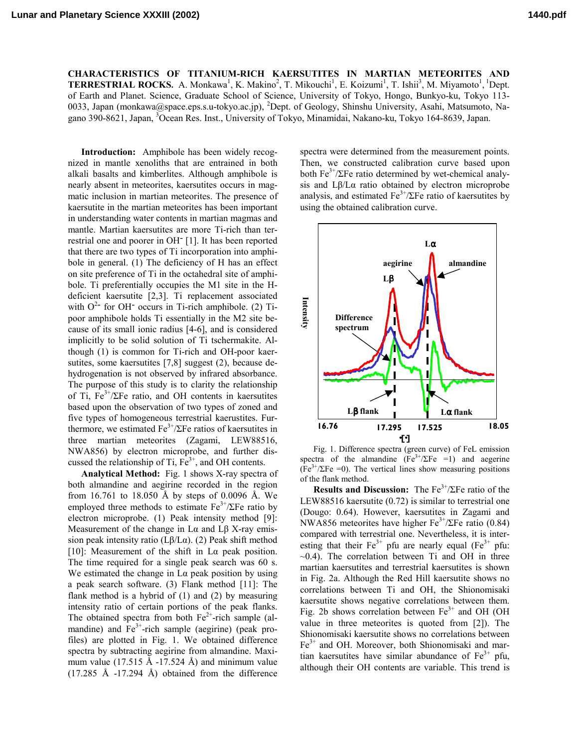**CHARACTERISTICS OF TITANIUM-RICH KAERSUTITES IN MARTIAN METEORITES AND TERRESTRIAL ROCKS.** A. Monkawa[1], K. Makino[2], T. Mikouchi[1], E. Koizumi[1], T. Ishii[3], M. Miyamoto[1], [1]Dept. of Earth and Planet. Science, Graduate School of Science, University of Tokyo, Hongo, Bunkyo-ku, Tokyo 113-0033, Japan (monkawa@space.eps.s.u-tokyo.ac.jp), [2]Dept. of Geology, Shinshu University, Asahi, Matsumoto, Nagano 390-8621, Japan, [3]Ocean Res. Inst., University of Tokyo, Minamidai, Nakano-ku, Tokyo 164-8639, Japan.

**Introduction:** Amphibole has been widely recognized in mantle xenoliths that are entrained in both alkali basalts and kimberlites. Although amphibole is nearly absent in meteorites, kaersutites occurs in magmatic inclusion in martian meteorites. The presence of kaersutite in the martian meteorites has been important in understanding water contents in martian magmas and mantle. Martian kaersutites are more Ti-rich than terrestrial one and poorer in $OH^-$ [1]. It has been reported that there are two types of Ti incorporation into amphibole in general. (1) The deficiency of H has an effect on site preference of Ti in the octahedral site of amphibole. Ti preferentially occupies the M1 site in the H-deficient kaersutite [2,3]. Ti replacement associated with $O^{2-}$ for $OH^-$ occurs in Ti-rich amphibole. (2) Ti-poor amphibole holds Ti essentially in the M2 site because of its small ionic radius [4-6], and is considered implicitly to be solid solution of Ti tschermakite. Although (1) is common for Ti-rich and OH-poor kaersutites, some kaersutites [7,8] suggest (2), because dehydrogenation is not observed by infrared absorbance. The purpose of this study is to clarity the relationship of Ti, $Fe^{3+}/\Sigma Fe$ ratio, and OH contents in kaersutites based upon the observation of two types of zoned and five types of homogeneous terrestrial kaerustites. Furthermore, we estimated $Fe^{3+}/\Sigma Fe$ ratios of kaersutites in three martian meteorites (Zagami, LEW88516, NWA856) by electron microprobe, and further discussed the relationship of Ti, $Fe^{3+}$, and OH contents.

**Analytical Method:** Fig. 1 shows X-ray spectra of both almandine and aegirine recorded in the region from 16.761 to 18.050 Å by steps of 0.0096 Å. We employed three methods to estimate $Fe^{3+}/\Sigma Fe$ ratio by electron microprobe. (1) Peak intensity method [9]: Measurement of the change in Lα and Lβ X-ray emission peak intensity ratio (Lβ/Lα). (2) Peak shift method [10]: Measurement of the shift in Lα peak position. The time required for a single peak search was 60 s. We estimated the change in Lα peak position by using a peak search software. (3) Flank method [11]: The flank method is a hybrid of (1) and (2) by measuring intensity ratio of certain portions of the peak flanks. The obtained spectra from both $Fe^{2+}$-rich sample (almandine) and $Fe^{3+}$-rich sample (aegirine) (peak profiles) are plotted in Fig. 1. We obtained difference spectra by subtracting aegirine from almandine. Maximum value (17.515 Å -17.524 Å) and minimum value (17.285 Å -17.294 Å) obtained from the difference spectra were determined from the measurement points. Then, we constructed calibration curve based upon both $Fe^{3+}/\Sigma Fe$ ratio determined by wet-chemical analysis and Lβ/Lα ratio obtained by electron microprobe analysis, and estimated $Fe^{3+}/\Sigma Fe$ ratio of kaersutites by using the obtained calibration curve.

Fig. 1. Difference spectra (green curve) of FeL emission spectra of the almandine ($Fe^{3+}/\Sigma Fe$ =1) and aegerine ($Fe^{3+}/\Sigma Fe$ =0). The vertical lines show measuring positions of the flank method.

**Results and Discussion:** The $Fe^{3+}/\Sigma Fe$ ratio of the LEW88516 kaersutite (0.72) is similar to terrestrial one (Dougo: 0.64). However, kaersutites in Zagami and NWA856 meteorites have higher $Fe^{3+}/\Sigma Fe$ ratio (0.84) compared with terrestrial one. Nevertheless, it is interesting that their $Fe^{3+}$ pfu are nearly equal ($Fe^{3+}$ pfu: ~0.4). The correlation between Ti and OH in three martian kaersutites and terrestrial kaersutites is shown in Fig. 2a. Although the Red Hill kaersutite shows no correlations between Ti and OH, the Shionomisaki kaersutite shows negative correlations between them. Fig. 2b shows correlation between $Fe^{3+}$ and OH (OH value in three meteorites is quoted from [2]). The Shionomisaki kaersutite shows no correlations between $Fe^{3+}$ and OH. Moreover, both Shionomisaki and martian kaersutites have similar abundance of $Fe^{3+}$ pfu, although their OH contents are variable. This trend is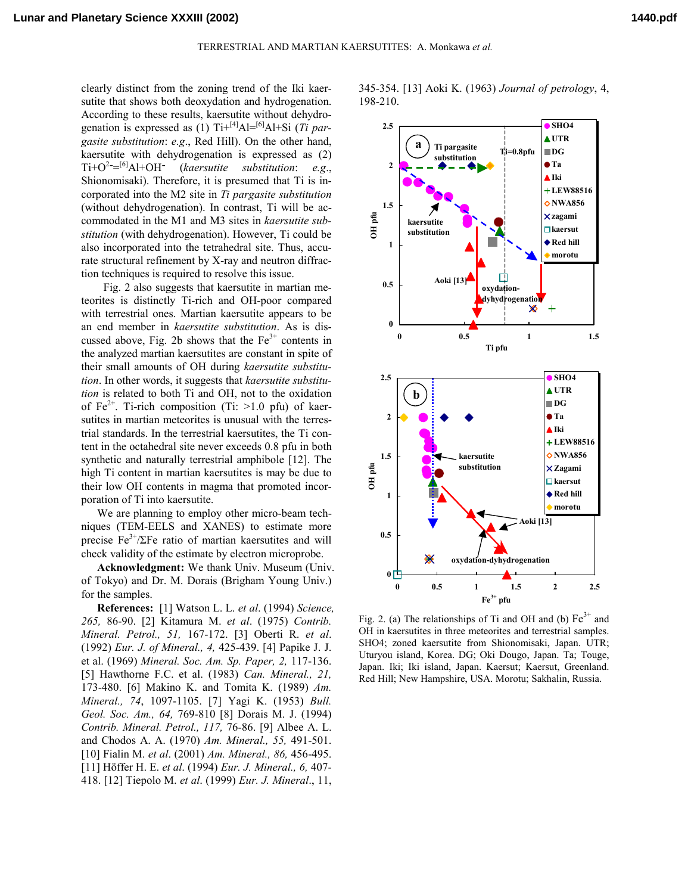clearly distinct from the zoning trend of the Iki kaersutite that shows both deoxydation and hydrogenation. According to these results, kaersutite without dehydrogenation is expressed as (1) $Ti+^{[4]}Al=^{[6]}Al+Si$ (*Ti pargasite substitution*: *e.g.*, Red Hill). On the other hand, kaersutite with dehydrogenation is expressed as (2) $Ti+O^{2-}=^{[6]}Al+OH^{-}$ (*kaersutite substitution*: *e.g.*, Shionomisaki). Therefore, it is presumed that Ti is incorporated into the M2 site in *Ti pargasite substitution* (without dehydrogenation). In contrast, Ti will be accommodated in the M1 and M3 sites in *kaersutite substitution* (with dehydrogenation). However, Ti could be also incorporated into the tetrahedral site. Thus, accurate structural refinement by X-ray and neutron diffraction techniques is required to resolve this issue.

Fig. 2 also suggests that kaersutite in martian meteorites is distinctly Ti-rich and OH-poor compared with terrestrial ones. Martian kaersutite appears to be an end member in *kaersutite substitution*. As is discussed above, Fig. 2b shows that the $Fe^{3+}$ contents in the analyzed martian kaersutites are constant in spite of their small amounts of OH during *kaersutite substitution*. In other words, it suggests that *kaersutite substitution* is related to both Ti and OH, not to the oxidation of $Fe^{2+}$. Ti-rich composition (Ti: >1.0 pfu) of kaersutites in martian meteorites is unusual with the terrestrial standards. In the terrestrial kaersutites, the Ti content in the octahedral site never exceeds 0.8 pfu in both synthetic and naturally terrestrial amphibole [12]. The high Ti content in martian kaersutites is may be due to their low OH contents in magma that promoted incorporation of Ti into kaersutite.

We are planning to employ other micro-beam techniques (TEM-EELS and XANES) to estimate more precise $Fe^{3+}/\Sigma Fe$ ratio of martian kaersutites and will check validity of the estimate by electron microprobe.

**Acknowledgment:** We thank Univ. Museum (Univ. of Tokyo) and Dr. M. Dorais (Brigham Young Univ.) for the samples.

**References:** [1] Watson L. L. *et al.* (1994) *Science, 265,* 86-90. [2] Kitamura M. *et al.* (1975) *Contrib. Mineral. Petrol., 51,* 167-172. [3] Oberti R. *et al.* (1992) *Eur. J. of Mineral., 4,* 425-439. [4] Papike J. J. et al. (1969) *Mineral. Soc. Am. Sp. Paper, 2,* 117-136. [5] Hawthorne F.C. et al. (1983) *Can. Mineral., 21,* 173-480. [6] Makino K. and Tomita K. (1989) *Am. Mineral., 74*, 1097-1105. [7] Yagi K. (1953) *Bull. Geol. Soc. Am., 64,* 769-810 [8] Dorais M. J. (1994) *Contrib. Mineral. Petrol., 117,* 76-86. [9] Albee A. L. and Chodos A. A. (1970) *Am. Mineral., 55,* 491-501. [10] Fialin M. *et al*. (2001) *Am. Mineral., 86,* 456-495. [11] Höffer H. E. *et al*. (1994) *Eur. J. Mineral., 6,* 407-418. [12] Tiepolo M. *et al.* (1999) *Eur. J. Mineral*., 11, 345-354. [13] Aoki K. (1963) *Journal of petrology*, 4, 198-210.

a
Ti pargasite substitution
Ti=0.8pfu
kaersutite substitution
Aoki [13]
oxydation-dyhydrogenation
OH pfu
Ti pfu
0, 0.5, 1, 1.5, 2, 2.5
SHO4, UTR, DG, Ta, Iki, LEW88516, NWA856, zagami, kaersut, Red hill, morotu

b
kaersutite substitution
Aoki [13]
oxydation-dyhydrogenation
OH pfu
$Fe^{3+}$ pfu
0, 0.5, 1, 1.5, 2, 2.5
SHO4, UTR, DG, Ta, Iki, LEW88516, NWA856, Zagami, kaersut, Red hill, morotu

Fig. 2. (a) The relationships of Ti and OH and (b) $Fe^{3+}$ and OH in kaersutites in three meteorites and terrestrial samples. SHO4; zoned kaersutite from Shionomisaki, Japan. UTR; Uturyou island, Korea. DG; Oki Dougo, Japan. Ta; Touge, Japan. Iki; Iki island, Japan. Kaersut; Kaersut, Greenland. Red Hill; New Hampshire, USA. Morotu; Sakhalin, Russia.